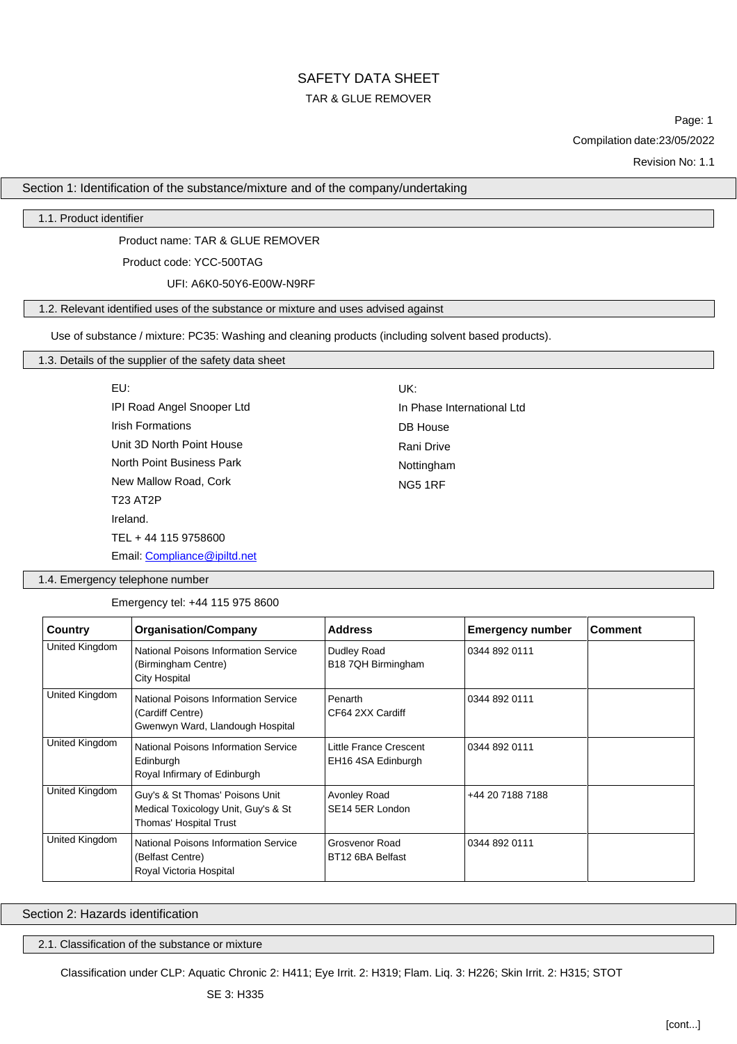# SAFETY DATA SHEET

## TAR & GLUE REMOVER

Compilation date:23/05/2022

Revision No: 1.1

## Section 1: Identification of the substance/mixture and of the company/undertaking

### 1.1. Product identifier

Product name: TAR & GLUE REMOVER

Product code: YCC-500TAG

UFI: A6K0-50Y6-E00W-N9RF

### 1.2. Relevant identified uses of the substance or mixture and uses advised against

Use of substance / mixture: PC35: Washing and cleaning products (including solvent based products).

### 1.3. Details of the supplier of the safety data sheet

EU:
IPI Road Angel Snooper Ltd
Irish Formations
Unit 3D North Point House
North Point Business Park
New Mallow Road, Cork
T23 AT2P
Ireland.
TEL + 44 115 9758600
Email: Compliance@ipiltd.net

UK:
In Phase International Ltd
DB House
Rani Drive
Nottingham
NG5 1RF

### 1.4. Emergency telephone number

Emergency tel: +44 115 975 8600

| Country | Organisation/Company | Address | Emergency number | Comment |
|---|---|---|---|---|
| United Kingdom | National Poisons Information Service (Birmingham Centre) City Hospital | Dudley Road B18 7QH Birmingham | 0344 892 0111 | |
| United Kingdom | National Poisons Information Service (Cardiff Centre) Gwenwyn Ward, Llandough Hospital | Penarth CF64 2XX Cardiff | 0344 892 0111 | |
| United Kingdom | National Poisons Information Service Edinburgh Royal Infirmary of Edinburgh | Little France Crescent EH16 4SA Edinburgh | 0344 892 0111 | |
| United Kingdom | Guy's & St Thomas' Poisons Unit Medical Toxicology Unit, Guy's & St Thomas' Hospital Trust | Avonley Road SE14 5ER London | +44 20 7188 7188 | |
| United Kingdom | National Poisons Information Service (Belfast Centre) Royal Victoria Hospital | Grosvenor Road BT12 6BA Belfast | 0344 892 0111 | |

## Section 2: Hazards identification

### 2.1. Classification of the substance or mixture

Classification under CLP: Aquatic Chronic 2: H411; Eye Irrit. 2: H319; Flam. Liq. 3: H226; Skin Irrit. 2: H315; STOT SE 3: H335

[cont...]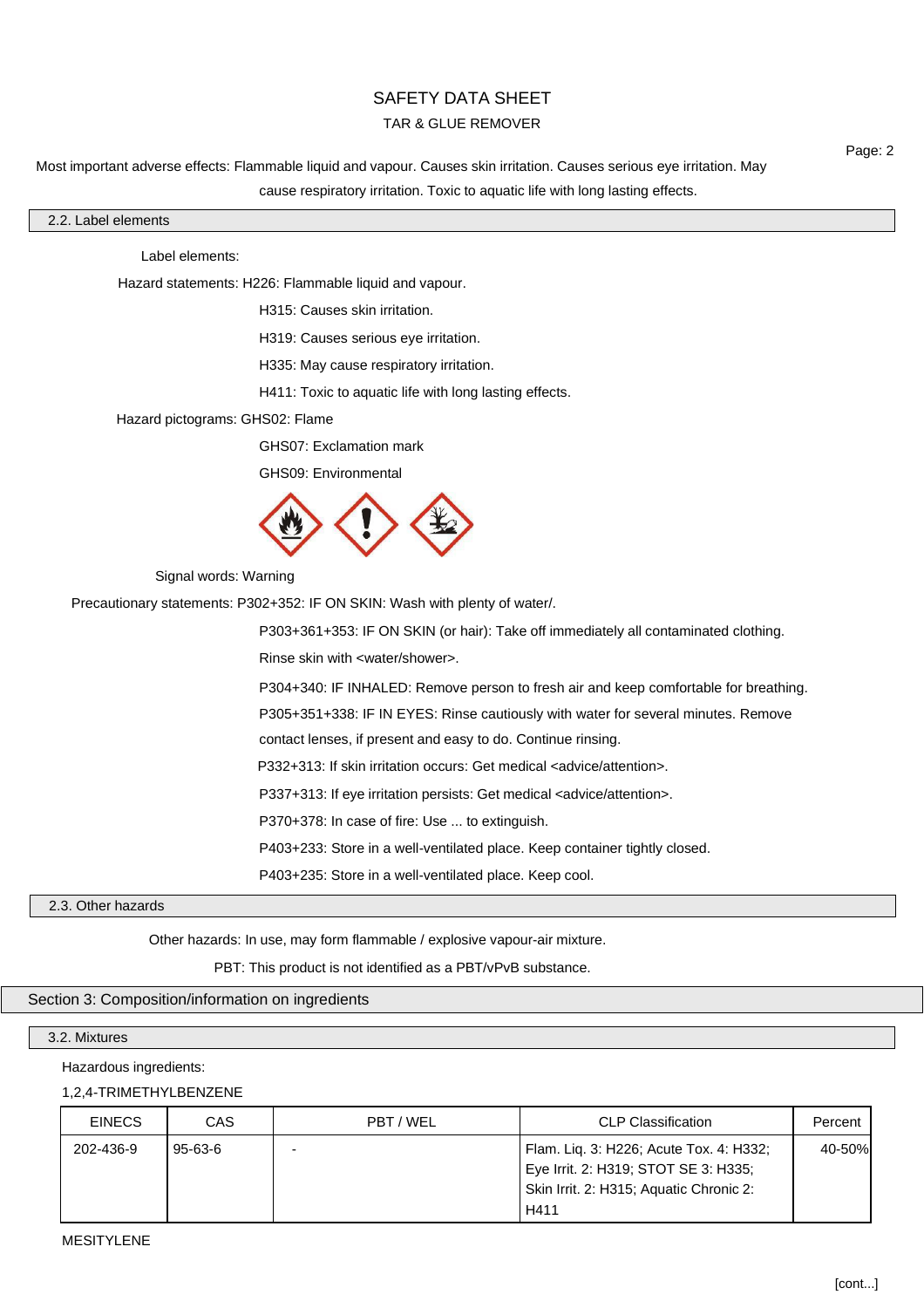Most important adverse effects: Flammable liquid and vapour. Causes skin irritation. Causes serious eye irritation. May cause respiratory irritation. Toxic to aquatic life with long lasting effects.

### 2.2. Label elements

Label elements:

Hazard statements: H226: Flammable liquid and vapour.

H315: Causes skin irritation.

H319: Causes serious eye irritation.

H335: May cause respiratory irritation.

H411: Toxic to aquatic life with long lasting effects.

Hazard pictograms: GHS02: Flame

GHS07: Exclamation mark

GHS09: Environmental

Signal words: Warning

Precautionary statements: P302+352: IF ON SKIN: Wash with plenty of water/.

P303+361+353: IF ON SKIN (or hair): Take off immediately all contaminated clothing. Rinse skin with <water/shower>.

P304+340: IF INHALED: Remove person to fresh air and keep comfortable for breathing.

P305+351+338: IF IN EYES: Rinse cautiously with water for several minutes. Remove contact lenses, if present and easy to do. Continue rinsing.

P332+313: If skin irritation occurs: Get medical <advice/attention>.

P337+313: If eye irritation persists: Get medical <advice/attention>.

P370+378: In case of fire: Use ... to extinguish.

P403+233: Store in a well-ventilated place. Keep container tightly closed.

P403+235: Store in a well-ventilated place. Keep cool.

### 2.3. Other hazards

Other hazards: In use, may form flammable / explosive vapour-air mixture.

PBT: This product is not identified as a PBT/vPvB substance.

## Section 3: Composition/information on ingredients

### 3.2. Mixtures

Hazardous ingredients:

1,2,4-TRIMETHYLBENZENE

| EINECS | CAS | PBT / WEL | CLP Classification | Percent |
|---|---|---|---|---|
| 202-436-9 | 95-63-6 | - | Flam. Liq. 3: H226; Acute Tox. 4: H332; Eye Irrit. 2: H319; STOT SE 3: H335; Skin Irrit. 2: H315; Aquatic Chronic 2: H411 | 40-50% |

MESITYLENE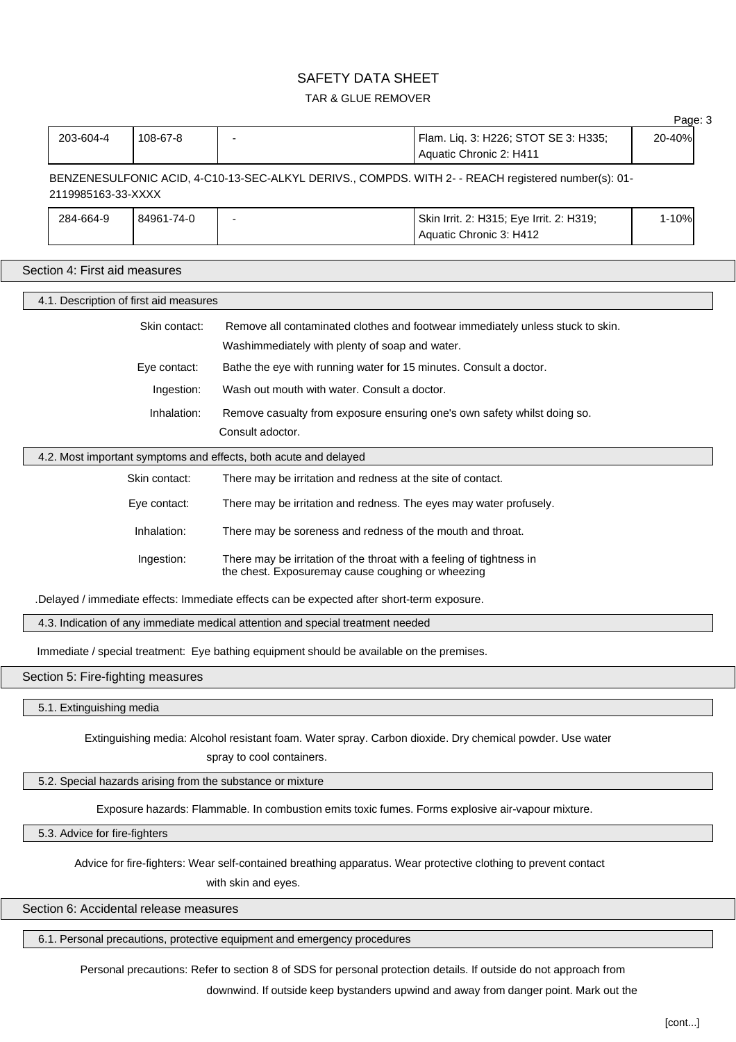| 203-604-4 | 108-67-8 | - | Flam. Liq. 3: H226; STOT SE 3: H335; Aquatic Chronic 2: H411 | 20-40% |
|---|---|---|---|---|

BENZENESULFONIC ACID, 4-C10-13-SEC-ALKYL DERIVS., COMPDS. WITH 2- - REACH registered number(s): 01-2119985163-33-XXXX

| 284-664-9 | 84961-74-0 | - | Skin Irrit. 2: H315; Eye Irrit. 2: H319; Aquatic Chronic 3: H412 | 1-10% |
|---|---|---|---|---|

## Section 4: First aid measures

### 4.1. Description of first aid measures

**Skin contact:** Remove all contaminated clothes and footwear immediately unless stuck to skin. Washimmediately with plenty of soap and water.

**Eye contact:** Bathe the eye with running water for 15 minutes. Consult a doctor.

**Ingestion:** Wash out mouth with water. Consult a doctor.

**Inhalation:** Remove casualty from exposure ensuring one's own safety whilst doing so. Consult adoctor.

### 4.2. Most important symptoms and effects, both acute and delayed

**Skin contact:** There may be irritation and redness at the site of contact.

**Eye contact:** There may be irritation and redness. The eyes may water profusely.

**Inhalation:** There may be soreness and redness of the mouth and throat.

**Ingestion:** There may be irritation of the throat with a feeling of tightness in the chest. Exposuremay cause coughing or wheezing

.Delayed / immediate effects: Immediate effects can be expected after short-term exposure.

### 4.3. Indication of any immediate medical attention and special treatment needed

Immediate / special treatment: Eye bathing equipment should be available on the premises.

## Section 5: Fire-fighting measures

### 5.1. Extinguishing media

Extinguishing media: Alcohol resistant foam. Water spray. Carbon dioxide. Dry chemical powder. Use water spray to cool containers.

### 5.2. Special hazards arising from the substance or mixture

Exposure hazards: Flammable. In combustion emits toxic fumes. Forms explosive air-vapour mixture.

### 5.3. Advice for fire-fighters

Advice for fire-fighters: Wear self-contained breathing apparatus. Wear protective clothing to prevent contact with skin and eyes.

## Section 6: Accidental release measures

### 6.1. Personal precautions, protective equipment and emergency procedures

Personal precautions: Refer to section 8 of SDS for personal protection details. If outside do not approach from downwind. If outside keep bystanders upwind and away from danger point. Mark out the

[cont...]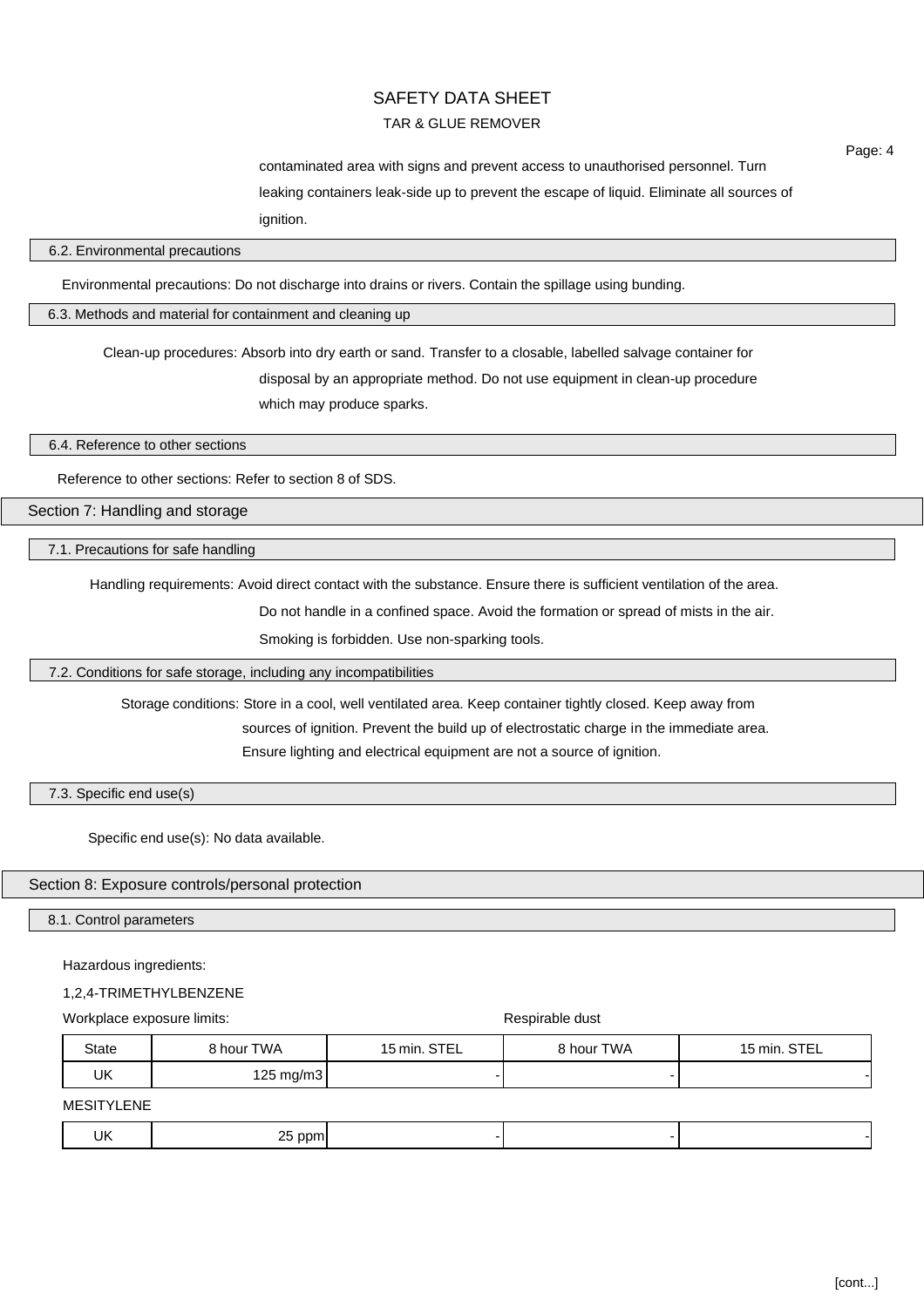contaminated area with signs and prevent access to unauthorised personnel. Turn leaking containers leak-side up to prevent the escape of liquid. Eliminate all sources of ignition.

### 6.2. Environmental precautions

Environmental precautions: Do not discharge into drains or rivers. Contain the spillage using bunding.

### 6.3. Methods and material for containment and cleaning up

Clean-up procedures: Absorb into dry earth or sand. Transfer to a closable, labelled salvage container for disposal by an appropriate method. Do not use equipment in clean-up procedure which may produce sparks.

### 6.4. Reference to other sections

Reference to other sections: Refer to section 8 of SDS.

## Section 7: Handling and storage

### 7.1. Precautions for safe handling

Handling requirements: Avoid direct contact with the substance. Ensure there is sufficient ventilation of the area. Do not handle in a confined space. Avoid the formation or spread of mists in the air. Smoking is forbidden. Use non-sparking tools.

### 7.2. Conditions for safe storage, including any incompatibilities

Storage conditions: Store in a cool, well ventilated area. Keep container tightly closed. Keep away from sources of ignition. Prevent the build up of electrostatic charge in the immediate area. Ensure lighting and electrical equipment are not a source of ignition.

### 7.3. Specific end use(s)

Specific end use(s): No data available.

## Section 8: Exposure controls/personal protection

### 8.1. Control parameters

Hazardous ingredients:

1,2,4-TRIMETHYLBENZENE

| Workplace exposure limits: | | | Respirable dust | |
|---|---|---|---|---|
| State | 8 hour TWA | 15 min. STEL | 8 hour TWA | 15 min. STEL |
| UK | 125 mg/m3 | - | - | - |

MESITYLENE

| | | | | |
|---|---|---|---|---|
| UK | 25 ppm | - | - | - |

[cont...]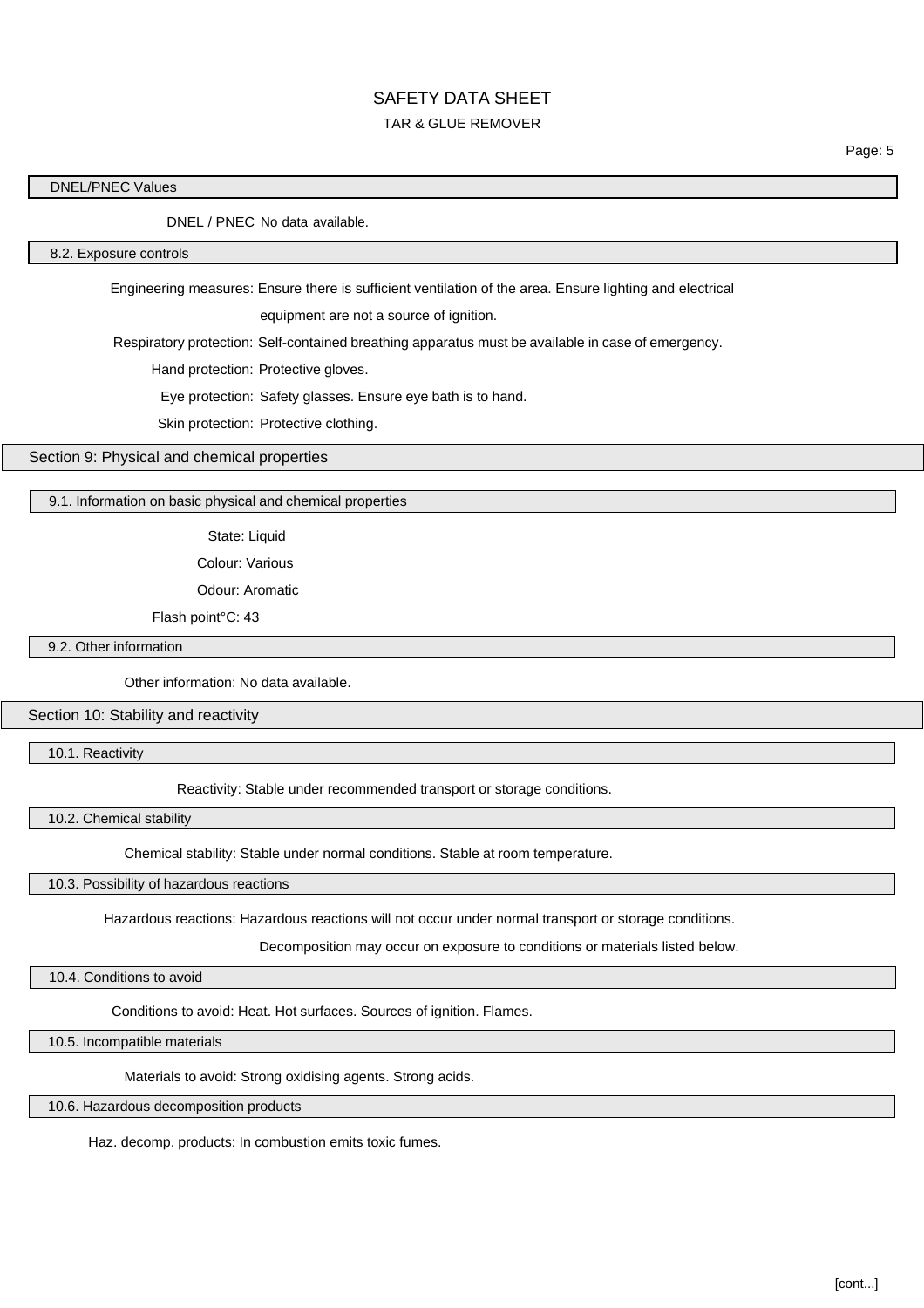### DNEL/PNEC Values

DNEL / PNEC: No data available.

### 8.2. Exposure controls

Engineering measures: Ensure there is sufficient ventilation of the area. Ensure lighting and electrical equipment are not a source of ignition.

Respiratory protection: Self-contained breathing apparatus must be available in case of emergency.

Hand protection: Protective gloves.

Eye protection: Safety glasses. Ensure eye bath is to hand.

Skin protection: Protective clothing.

## Section 9: Physical and chemical properties

### 9.1. Information on basic physical and chemical properties

State: Liquid

Colour: Various

Odour: Aromatic

Flash point°C: 43

### 9.2. Other information

Other information: No data available.

## Section 10: Stability and reactivity

### 10.1. Reactivity

Reactivity: Stable under recommended transport or storage conditions.

### 10.2. Chemical stability

Chemical stability: Stable under normal conditions. Stable at room temperature.

### 10.3. Possibility of hazardous reactions

Hazardous reactions: Hazardous reactions will not occur under normal transport or storage conditions. Decomposition may occur on exposure to conditions or materials listed below.

### 10.4. Conditions to avoid

Conditions to avoid: Heat. Hot surfaces. Sources of ignition. Flames.

### 10.5. Incompatible materials

Materials to avoid: Strong oxidising agents. Strong acids.

### 10.6. Hazardous decomposition products

Haz. decomp. products: In combustion emits toxic fumes.

[cont...]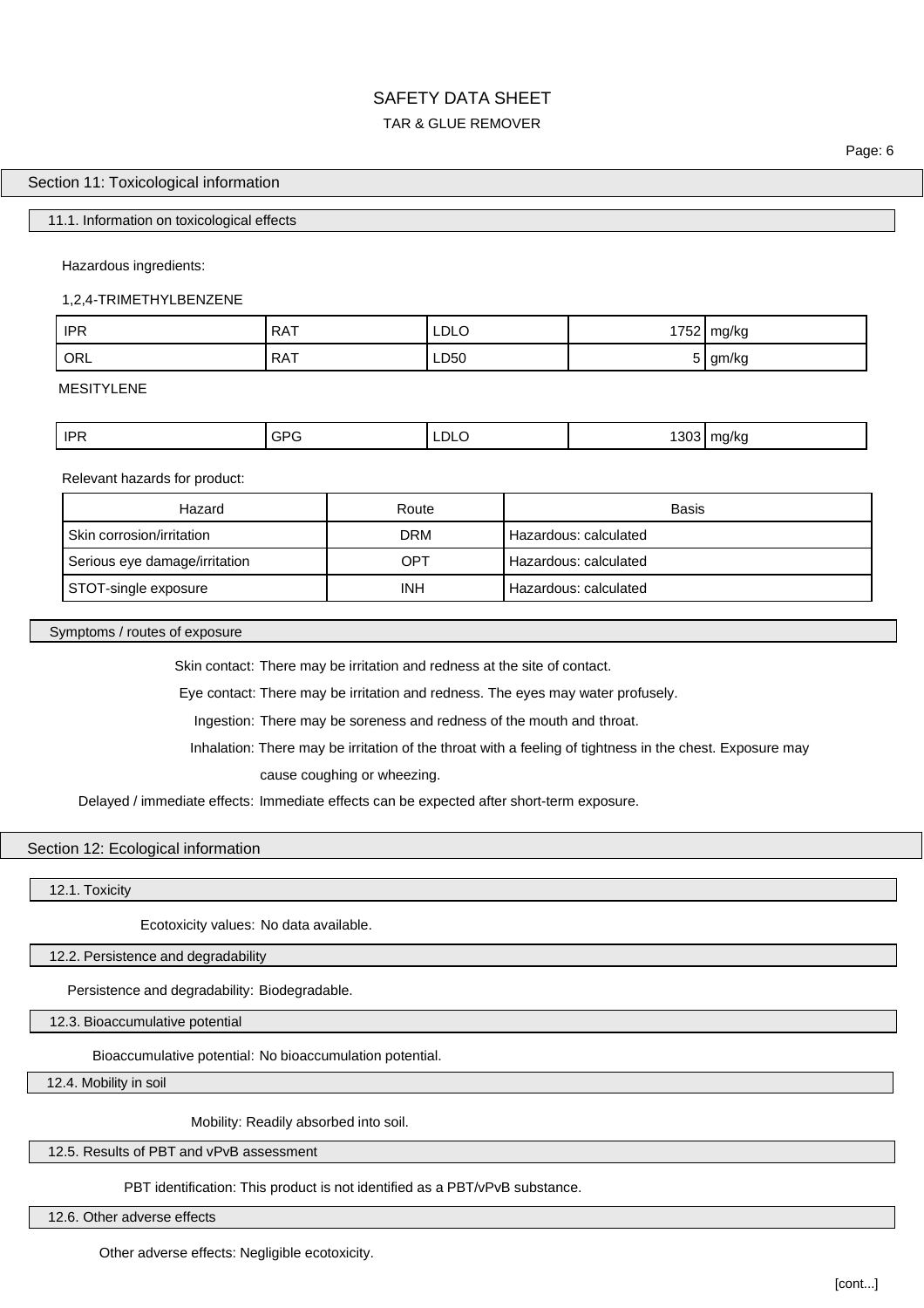## Section 11: Toxicological information

### 11.1. Information on toxicological effects

Hazardous ingredients:

1,2,4-TRIMETHYLBENZENE

| | | | | |
|---|---|---|---|---|
| IPR | RAT | LDLO | 1752 | mg/kg |
| ORL | RAT | LD50 | 5 | gm/kg |

MESITYLENE

| | | | | |
|---|---|---|---|---|
| IPR | GPG | LDLO | 1303 | mg/kg |

Relevant hazards for product:

| Hazard | Route | Basis |
|---|---|---|
| Skin corrosion/irritation | DRM | Hazardous: calculated |
| Serious eye damage/irritation | OPT | Hazardous: calculated |
| STOT-single exposure | INH | Hazardous: calculated |

### Symptoms / routes of exposure

**Skin contact:** There may be irritation and redness at the site of contact.

**Eye contact:** There may be irritation and redness. The eyes may water profusely.

**Ingestion:** There may be soreness and redness of the mouth and throat.

**Inhalation:** There may be irritation of the throat with a feeling of tightness in the chest. Exposure may cause coughing or wheezing.

**Delayed / immediate effects:** Immediate effects can be expected after short-term exposure.

## Section 12: Ecological information

### 12.1. Toxicity

**Ecotoxicity values:** No data available.

### 12.2. Persistence and degradability

**Persistence and degradability:** Biodegradable.

### 12.3. Bioaccumulative potential

**Bioaccumulative potential:** No bioaccumulation potential.

### 12.4. Mobility in soil

**Mobility:** Readily absorbed into soil.

### 12.5. Results of PBT and vPvB assessment

**PBT identification:** This product is not identified as a PBT/vPvB substance.

### 12.6. Other adverse effects

**Other adverse effects:** Negligible ecotoxicity.

[cont...]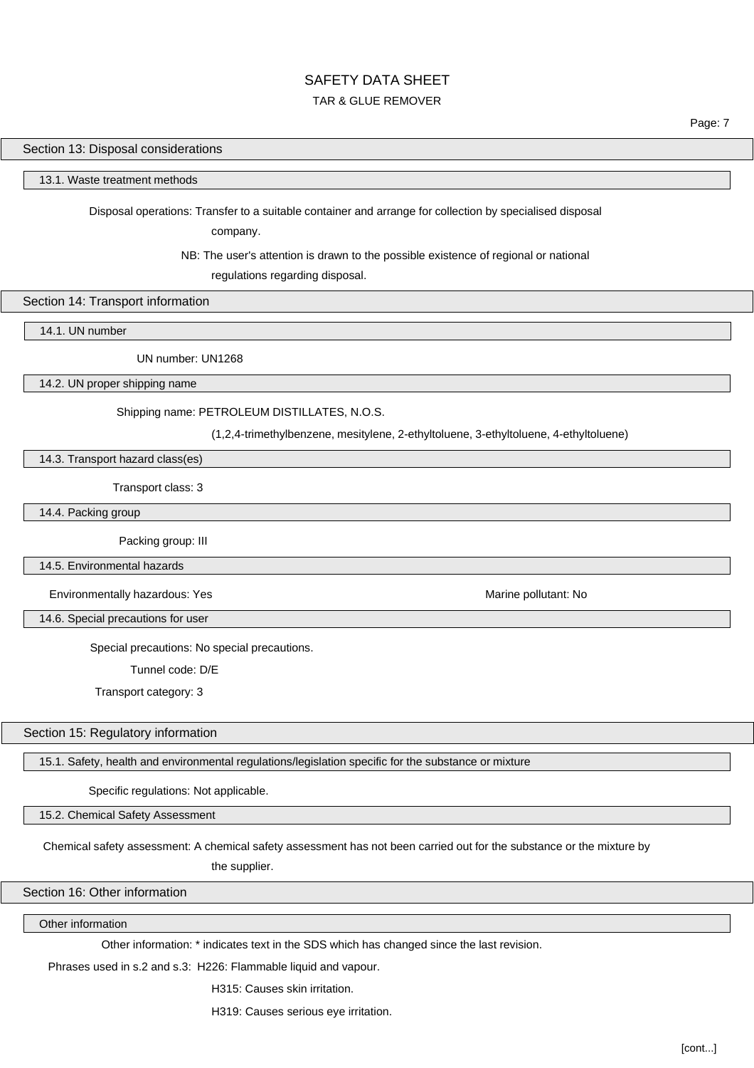## Section 13: Disposal considerations

### 13.1. Waste treatment methods

Disposal operations: Transfer to a suitable container and arrange for collection by specialised disposal company.

NB: The user's attention is drawn to the possible existence of regional or national regulations regarding disposal.

## Section 14: Transport information

### 14.1. UN number

UN number: UN1268

### 14.2. UN proper shipping name

Shipping name: PETROLEUM DISTILLATES, N.O.S.
(1,2,4-trimethylbenzene, mesitylene, 2-ethyltoluene, 3-ethyltoluene, 4-ethyltoluene)

### 14.3. Transport hazard class(es)

Transport class: 3

### 14.4. Packing group

Packing group: III

### 14.5. Environmental hazards

Environmentally hazardous: Yes

Marine pollutant: No

### 14.6. Special precautions for user

Special precautions: No special precautions.

Tunnel code: D/E

Transport category: 3

## Section 15: Regulatory information

### 15.1. Safety, health and environmental regulations/legislation specific for the substance or mixture

Specific regulations: Not applicable.

### 15.2. Chemical Safety Assessment

Chemical safety assessment: A chemical safety assessment has not been carried out for the substance or the mixture by the supplier.

## Section 16: Other information

### Other information

Other information: * indicates text in the SDS which has changed since the last revision.

Phrases used in s.2 and s.3: H226: Flammable liquid and vapour.

H315: Causes skin irritation.

H319: Causes serious eye irritation.

[cont...]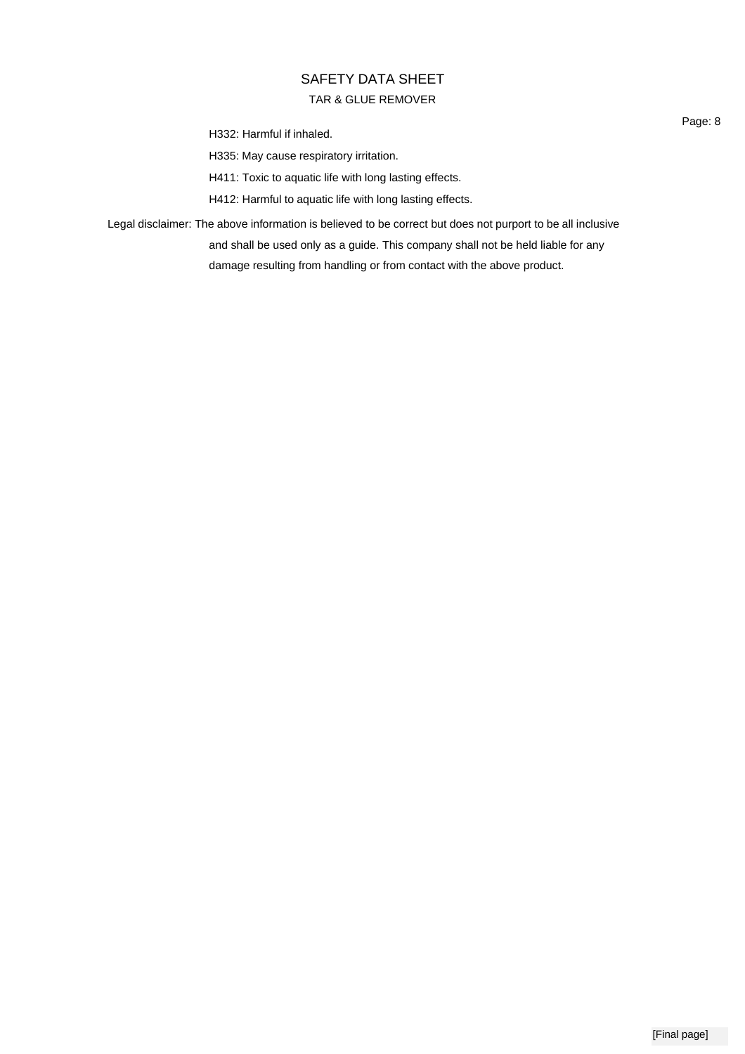H332: Harmful if inhaled.

H335: May cause respiratory irritation.

H411: Toxic to aquatic life with long lasting effects.

H412: Harmful to aquatic life with long lasting effects.

Legal disclaimer: The above information is believed to be correct but does not purport to be all inclusive and shall be used only as a guide. This company shall not be held liable for any damage resulting from handling or from contact with the above product.

[Final page]